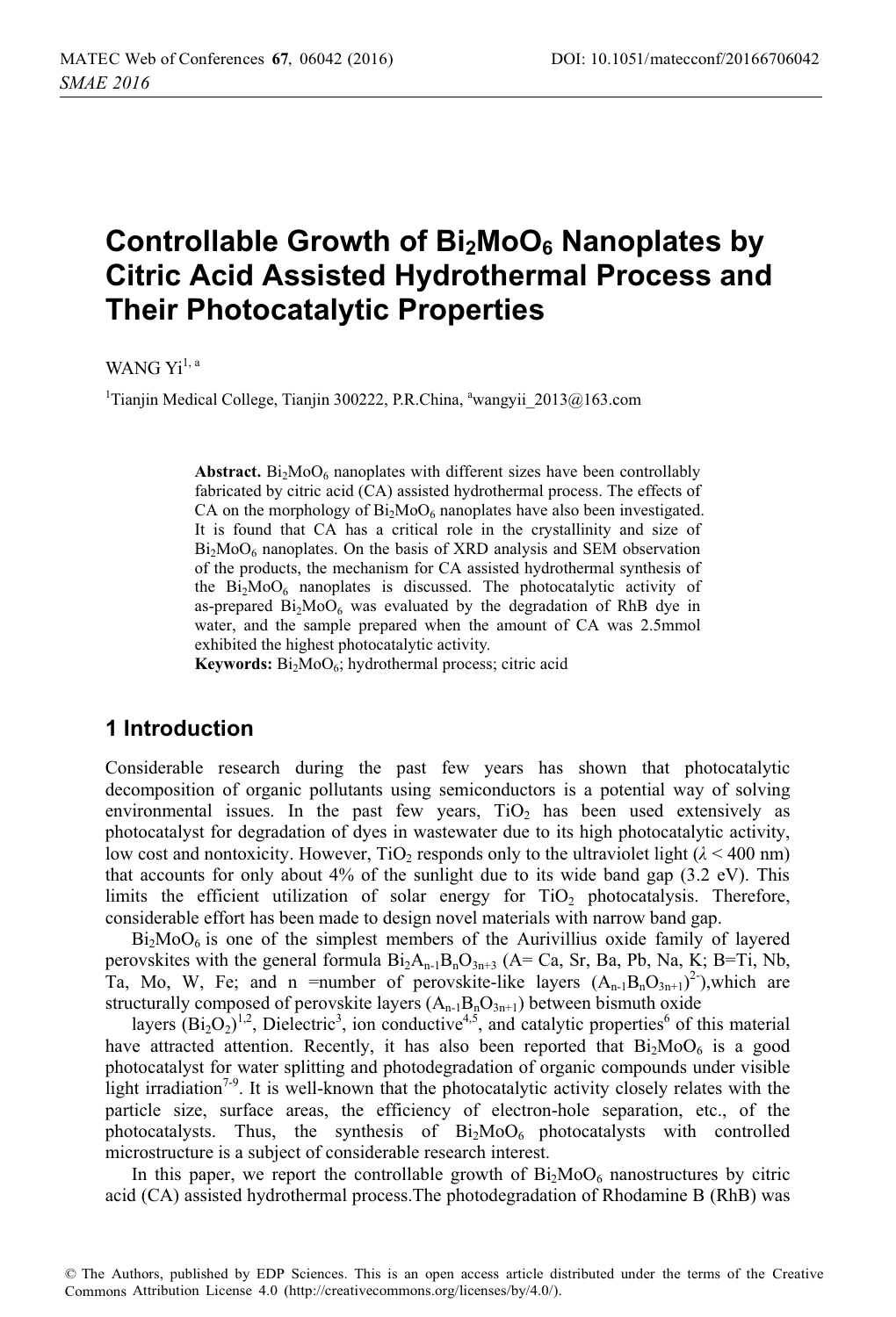# Controllable Growth of $Bi_2MoO_6$ Nanoplates by Citric Acid Assisted Hydrothermal Process and Their Photocatalytic Properties

WANG Yi[1, a]

[1]Tianjin Medical College, Tianjin 300222, P.R.China, [a]wangyii_2013@163.com

**Abstract.** $Bi_2MoO_6$ nanoplates with different sizes have been controllably fabricated by citric acid (CA) assisted hydrothermal process. The effects of CA on the morphology of $Bi_2MoO_6$ nanoplates have also been investigated. It is found that CA has a critical role in the crystallinity and size of $Bi_2MoO_6$ nanoplates. On the basis of XRD analysis and SEM observation of the products, the mechanism for CA assisted hydrothermal synthesis of the $Bi_2MoO_6$ nanoplates is discussed. The photocatalytic activity of as-prepared $Bi_2MoO_6$ was evaluated by the degradation of RhB dye in water, and the sample prepared when the amount of CA was 2.5mmol exhibited the highest photocatalytic activity.

**Keywords:** $Bi_2MoO_6$; hydrothermal process; citric acid

## 1 Introduction

Considerable research during the past few years has shown that photocatalytic decomposition of organic pollutants using semiconductors is a potential way of solving environmental issues. In the past few years, $TiO_2$ has been used extensively as photocatalyst for degradation of dyes in wastewater due to its high photocatalytic activity, low cost and nontoxicity. However, $TiO_2$ responds only to the ultraviolet light ($\lambda$ < 400 nm) that accounts for only about 4% of the sunlight due to its wide band gap (3.2 eV). This limits the efficient utilization of solar energy for $TiO_2$ photocatalysis. Therefore, considerable effort has been made to design novel materials with narrow band gap.

$Bi_2MoO_6$ is one of the simplest members of the Aurivillius oxide family of layered perovskites with the general formula $Bi_2A_{n-1}B_nO_{3n+3}$ (A= Ca, Sr, Ba, Pb, Na, K; B=Ti, Nb, Ta, Mo, W, Fe; and n =number of perovskite-like layers $(A_{n-1}B_nO_{3n+1})^{2-}$),which are structurally composed of perovskite layers ($A_{n-1}B_nO_{3n+1}$) between bismuth oxide layers $(Bi_2O_2)$[1,2], Dielectric[3], ion conductive[4,5], and catalytic properties[6] of this material have attracted attention. Recently, it has also been reported that $Bi_2MoO_6$ is a good photocatalyst for water splitting and photodegradation of organic compounds under visible light irradiation[7-9]. It is well-known that the photocatalytic activity closely relates with the particle size, surface areas, the efficiency of electron-hole separation, etc., of the photocatalysts. Thus, the synthesis of $Bi_2MoO_6$ photocatalysts with controlled microstructure is a subject of considerable research interest.

In this paper, we report the controllable growth of $Bi_2MoO_6$ nanostructures by citric acid (CA) assisted hydrothermal process.The photodegradation of Rhodamine B (RhB) was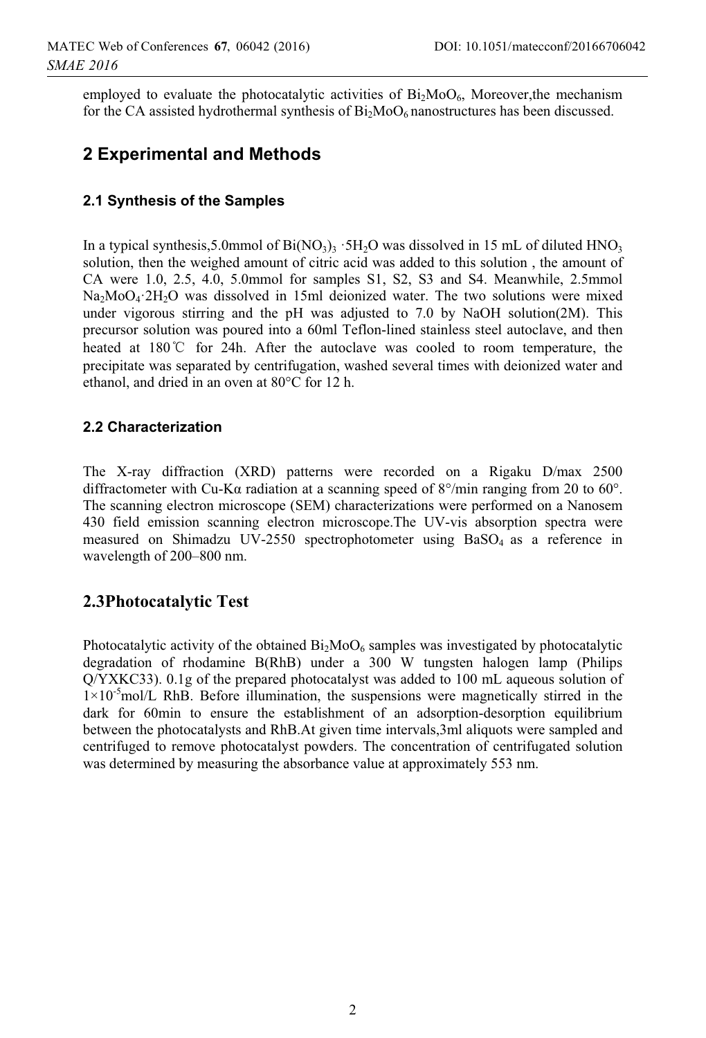employed to evaluate the photocatalytic activities of $Bi_2MoO_6$, Moreover,the mechanism for the CA assisted hydrothermal synthesis of $Bi_2MoO_6$ nanostructures has been discussed.

## 2 Experimental and Methods

### 2.1 Synthesis of the Samples

In a typical synthesis,5.0mmol of $Bi(NO_3)_3 \cdot 5H_2O$ was dissolved in 15 mL of diluted $HNO_3$ solution, then the weighed amount of citric acid was added to this solution , the amount of CA were 1.0, 2.5, 4.0, 5.0mmol for samples S1, S2, S3 and S4. Meanwhile, 2.5mmol $Na_2MoO_4 \cdot 2H_2O$ was dissolved in 15ml deionized water. The two solutions were mixed under vigorous stirring and the pH was adjusted to 7.0 by NaOH solution(2M). This precursor solution was poured into a 60ml Teflon-lined stainless steel autoclave, and then heated at 180℃ for 24h. After the autoclave was cooled to room temperature, the precipitate was separated by centrifugation, washed several times with deionized water and ethanol, and dried in an oven at 80°C for 12 h.

### 2.2 Characterization

The X-ray diffraction (XRD) patterns were recorded on a Rigaku D/max 2500 diffractometer with Cu-Kα radiation at a scanning speed of 8°/min ranging from 20 to 60°. The scanning electron microscope (SEM) characterizations were performed on a Nanosem 430 field emission scanning electron microscope.The UV-vis absorption spectra were measured on Shimadzu UV-2550 spectrophotometer using $BaSO_4$ as a reference in wavelength of 200–800 nm.

## 2.3Photocatalytic Test

Photocatalytic activity of the obtained $Bi_2MoO_6$ samples was investigated by photocatalytic degradation of rhodamine B(RhB) under a 300 W tungsten halogen lamp (Philips Q/YXKC33). 0.1g of the prepared photocatalyst was added to 100 mL aqueous solution of $1\times10^{-5}$mol/L RhB. Before illumination, the suspensions were magnetically stirred in the dark for 60min to ensure the establishment of an adsorption-desorption equilibrium between the photocatalysts and RhB.At given time intervals,3ml aliquots were sampled and centrifuged to remove photocatalyst powders. The concentration of centrifugated solution was determined by measuring the absorbance value at approximately 553 nm.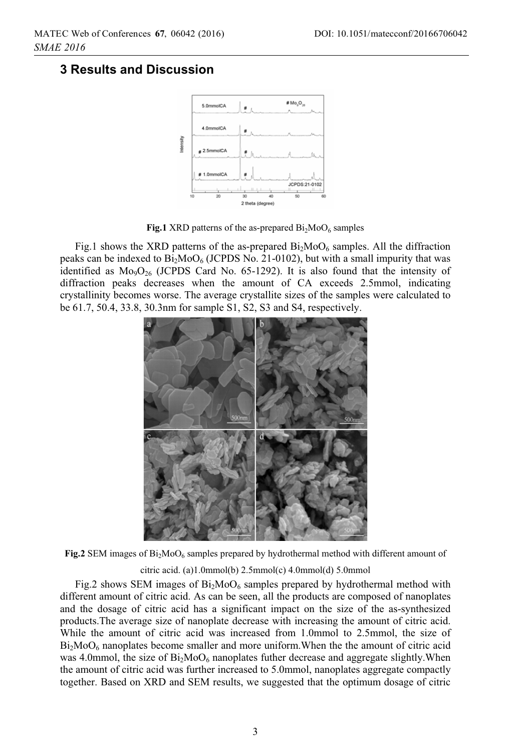## 3 Results and Discussion

**Fig.1** XRD patterns of the as-prepared $Bi_2MoO_6$ samples

Fig.1 shows the XRD patterns of the as-prepared $Bi_2MoO_6$ samples. All the diffraction peaks can be indexed to $Bi_2MoO_6$ (JCPDS No. 21-0102), but with a small impurity that was identified as $Mo_9O_{26}$ (JCPDS Card No. 65-1292). It is also found that the intensity of diffraction peaks decreases when the amount of CA exceeds 2.5mmol, indicating crystallinity becomes worse. The average crystallite sizes of the samples were calculated to be 61.7, 50.4, 33.8, 30.3nm for sample S1, S2, S3 and S4, respectively.

**Fig.2** SEM images of $Bi_2MoO_6$ samples prepared by hydrothermal method with different amount of citric acid. (a)1.0mmol(b) 2.5mmol(c) 4.0mmol(d) 5.0mmol

Fig.2 shows SEM images of $Bi_2MoO_6$ samples prepared by hydrothermal method with different amount of citric acid. As can be seen, all the products are composed of nanoplates and the dosage of citric acid has a significant impact on the size of the as-synthesized products.The average size of nanoplate decrease with increasing the amount of citric acid. While the amount of citric acid was increased from 1.0mmol to 2.5mmol, the size of $Bi_2MoO_6$ nanoplates become smaller and more uniform.When the the amount of citric acid was 4.0mmol, the size of $Bi_2MoO_6$ nanoplates futher decrease and aggregate slightly.When the amount of citric acid was further increased to 5.0mmol, nanoplates aggregate compactly together. Based on XRD and SEM results, we suggested that the optimum dosage of citric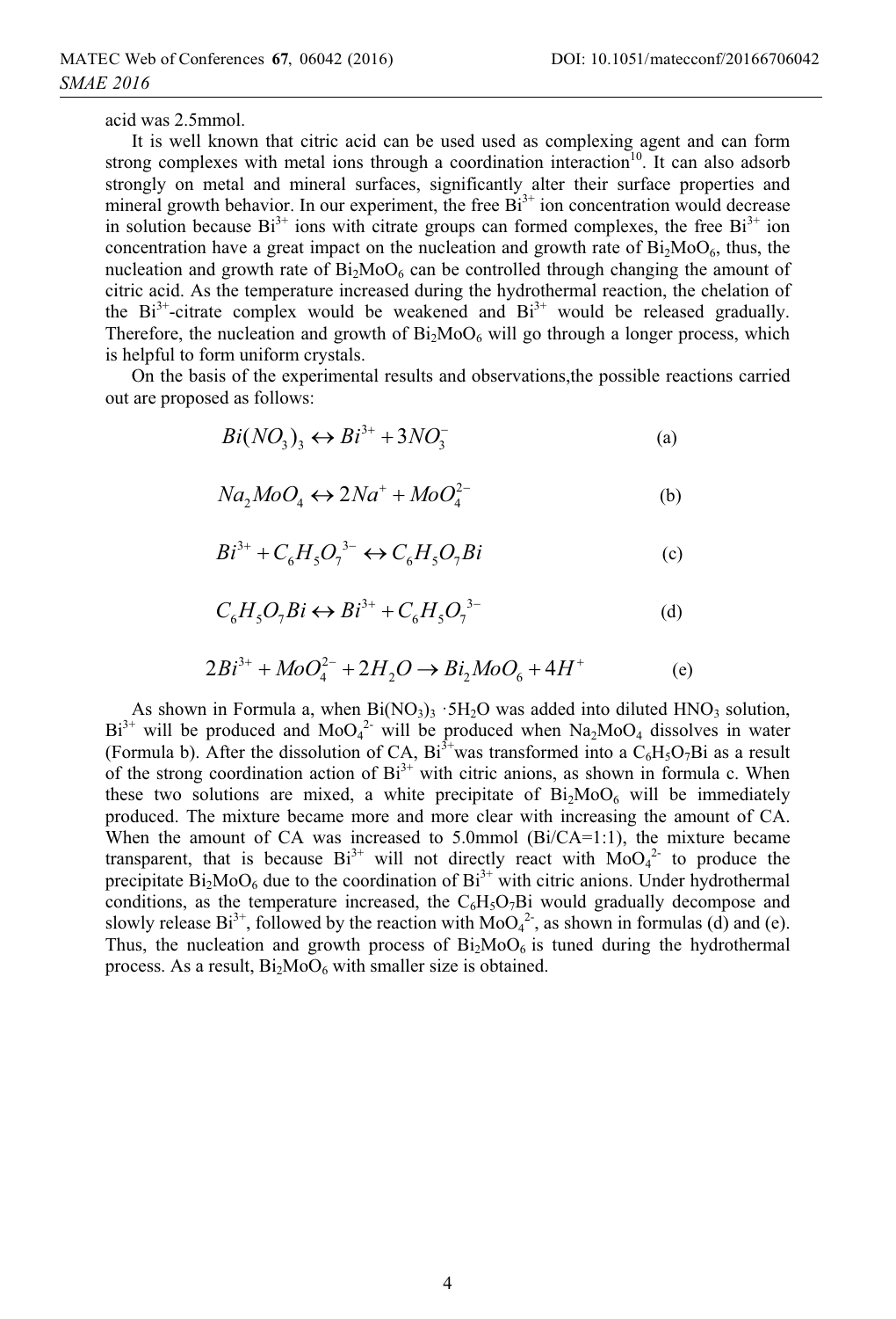acid was 2.5mmol.

It is well known that citric acid can be used used as complexing agent and can form strong complexes with metal ions through a coordination interaction[10]. It can also adsorb strongly on metal and mineral surfaces, significantly alter their surface properties and mineral growth behavior. In our experiment, the free $Bi^{3+}$ ion concentration would decrease in solution because $Bi^{3+}$ ions with citrate groups can formed complexes, the free $Bi^{3+}$ ion concentration have a great impact on the nucleation and growth rate of $Bi_2MoO_6$, thus, the nucleation and growth rate of $Bi_2MoO_6$ can be controlled through changing the amount of citric acid. As the temperature increased during the hydrothermal reaction, the chelation of the $Bi^{3+}$-citrate complex would be weakened and $Bi^{3+}$ would be released gradually. Therefore, the nucleation and growth of $Bi_2MoO_6$ will go through a longer process, which is helpful to form uniform crystals.

On the basis of the experimental results and observations,the possible reactions carried out are proposed as follows:

$$Bi(NO_3)_3 \leftrightarrow Bi^{3+} + 3NO_3^- \quad \text{(a)}$$

$$Na_2MoO_4 \leftrightarrow 2Na^+ + MoO_4^{2-} \quad \text{(b)}$$

$$Bi^{3+} + C_6H_5O_7^{\ 3-} \leftrightarrow C_6H_5O_7Bi \quad \text{(c)}$$

$$C_6H_5O_7Bi \leftrightarrow Bi^{3+} + C_6H_5O_7^{\ 3-} \quad \text{(d)}$$

$$2Bi^{3+} + MoO_4^{2-} + 2H_2O \rightarrow Bi_2MoO_6 + 4H^+ \quad \text{(e)}$$

As shown in Formula a, when $Bi(NO_3)_3 \cdot 5H_2O$ was added into diluted $HNO_3$ solution, $Bi^{3+}$ will be produced and $MoO_4^{2-}$ will be produced when $Na_2MoO_4$ dissolves in water (Formula b). After the dissolution of CA, $Bi^{3+}$was transformed into a $C_6H_5O_7Bi$ as a result of the strong coordination action of $Bi^{3+}$ with citric anions, as shown in formula c. When these two solutions are mixed, a white precipitate of $Bi_2MoO_6$ will be immediately produced. The mixture became more and more clear with increasing the amount of CA. When the amount of CA was increased to 5.0mmol (Bi/CA=1:1), the mixture became transparent, that is because $Bi^{3+}$ will not directly react with $MoO_4^{2-}$ to produce the precipitate $Bi_2MoO_6$ due to the coordination of $Bi^{3+}$ with citric anions. Under hydrothermal conditions, as the temperature increased, the $C_6H_5O_7Bi$ would gradually decompose and slowly release $Bi^{3+}$, followed by the reaction with $MoO_4^{2-}$, as shown in formulas (d) and (e). Thus, the nucleation and growth process of $Bi_2MoO_6$ is tuned during the hydrothermal process. As a result, $Bi_2MoO_6$ with smaller size is obtained.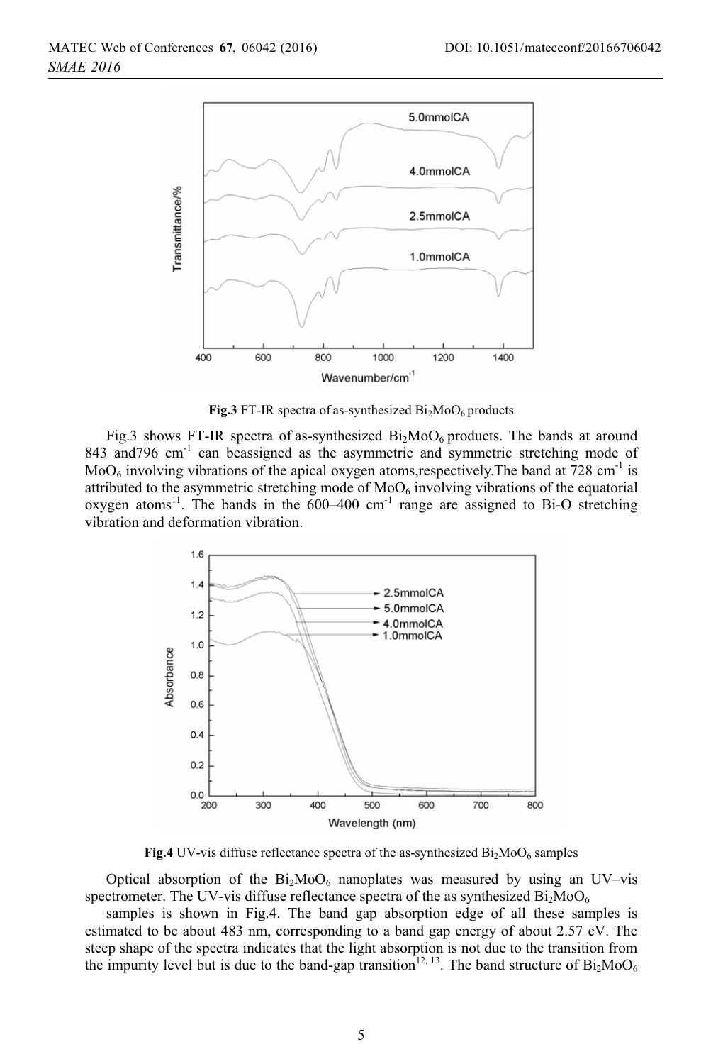**Fig.3** FT-IR spectra of as-synthesized $Bi_2MoO_6$ products

Fig.3 shows FT-IR spectra of as-synthesized $Bi_2MoO_6$ products. The bands at around 843 and796 $cm^{-1}$ can beassigned as the asymmetric and symmetric stretching mode of $MoO_6$ involving vibrations of the apical oxygen atoms,respectively.The band at 728 $cm^{-1}$ is attributed to the asymmetric stretching mode of $MoO_6$ involving vibrations of the equatorial oxygen atoms[11]. The bands in the 600–400 $cm^{-1}$ range are assigned to Bi-O stretching vibration and deformation vibration.

**Fig.4** UV-vis diffuse reflectance spectra of the as-synthesized $Bi_2MoO_6$ samples

Optical absorption of the $Bi_2MoO_6$ nanoplates was measured by using an UV–vis spectrometer. The UV-vis diffuse reflectance spectra of the as synthesized $Bi_2MoO_6$ samples is shown in Fig.4. The band gap absorption edge of all these samples is estimated to be about 483 nm, corresponding to a band gap energy of about 2.57 eV. The steep shape of the spectra indicates that the light absorption is not due to the transition from the impurity level but is due to the band-gap transition[12, 13]. The band structure of $Bi_2MoO_6$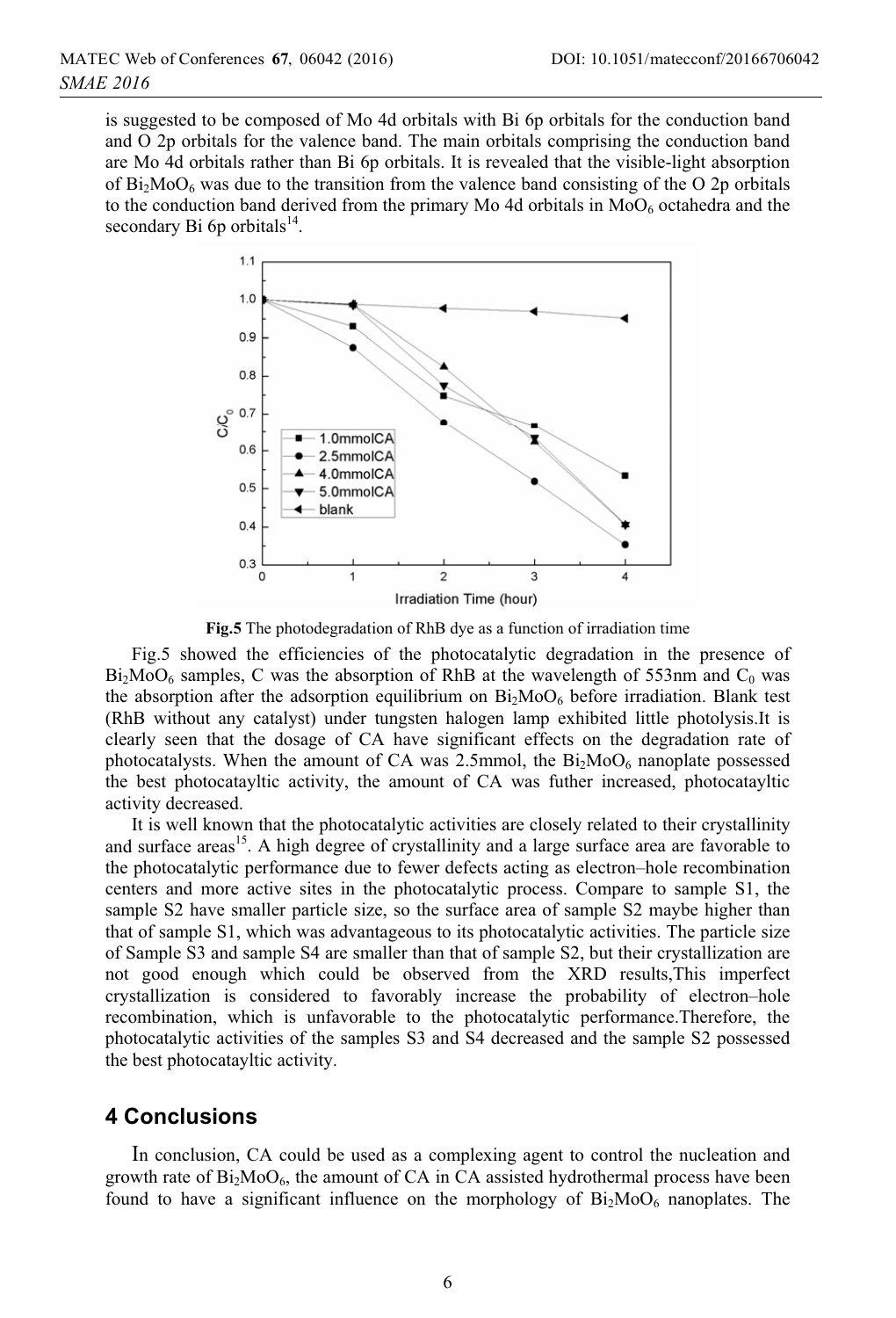is suggested to be composed of Mo 4d orbitals with Bi 6p orbitals for the conduction band and O 2p orbitals for the valence band. The main orbitals comprising the conduction band are Mo 4d orbitals rather than Bi 6p orbitals. It is revealed that the visible-light absorption of $Bi_2MoO_6$ was due to the transition from the valence band consisting of the O 2p orbitals to the conduction band derived from the primary Mo 4d orbitals in $MoO_6$ octahedra and the secondary Bi 6p orbitals[14].

**Fig.5** The photodegradation of RhB dye as a function of irradiation time

Fig.5 showed the efficiencies of the photocatalytic degradation in the presence of $Bi_2MoO_6$ samples, C was the absorption of RhB at the wavelength of 553nm and $C_0$ was the absorption after the adsorption equilibrium on $Bi_2MoO_6$ before irradiation. Blank test (RhB without any catalyst) under tungsten halogen lamp exhibited little photolysis.It is clearly seen that the dosage of CA have significant effects on the degradation rate of photocatalysts. When the amount of CA was 2.5mmol, the $Bi_2MoO_6$ nanoplate possessed the best photocatayltic activity, the amount of CA was futher increased, photocatayltic activity decreased.

It is well known that the photocatalytic activities are closely related to their crystallinity and surface areas[15]. A high degree of crystallinity and a large surface area are favorable to the photocatalytic performance due to fewer defects acting as electron–hole recombination centers and more active sites in the photocatalytic process. Compare to sample S1, the sample S2 have smaller particle size, so the surface area of sample S2 maybe higher than that of sample S1, which was advantageous to its photocatalytic activities. The particle size of Sample S3 and sample S4 are smaller than that of sample S2, but their crystallization are not good enough which could be observed from the XRD results,This imperfect crystallization is considered to favorably increase the probability of electron–hole recombination, which is unfavorable to the photocatalytic performance.Therefore, the photocatalytic activities of the samples S3 and S4 decreased and the sample S2 possessed the best photocatayltic activity.

## 4 Conclusions

In conclusion, CA could be used as a complexing agent to control the nucleation and growth rate of $Bi_2MoO_6$, the amount of CA in CA assisted hydrothermal process have been found to have a significant influence on the morphology of $Bi_2MoO_6$ nanoplates. The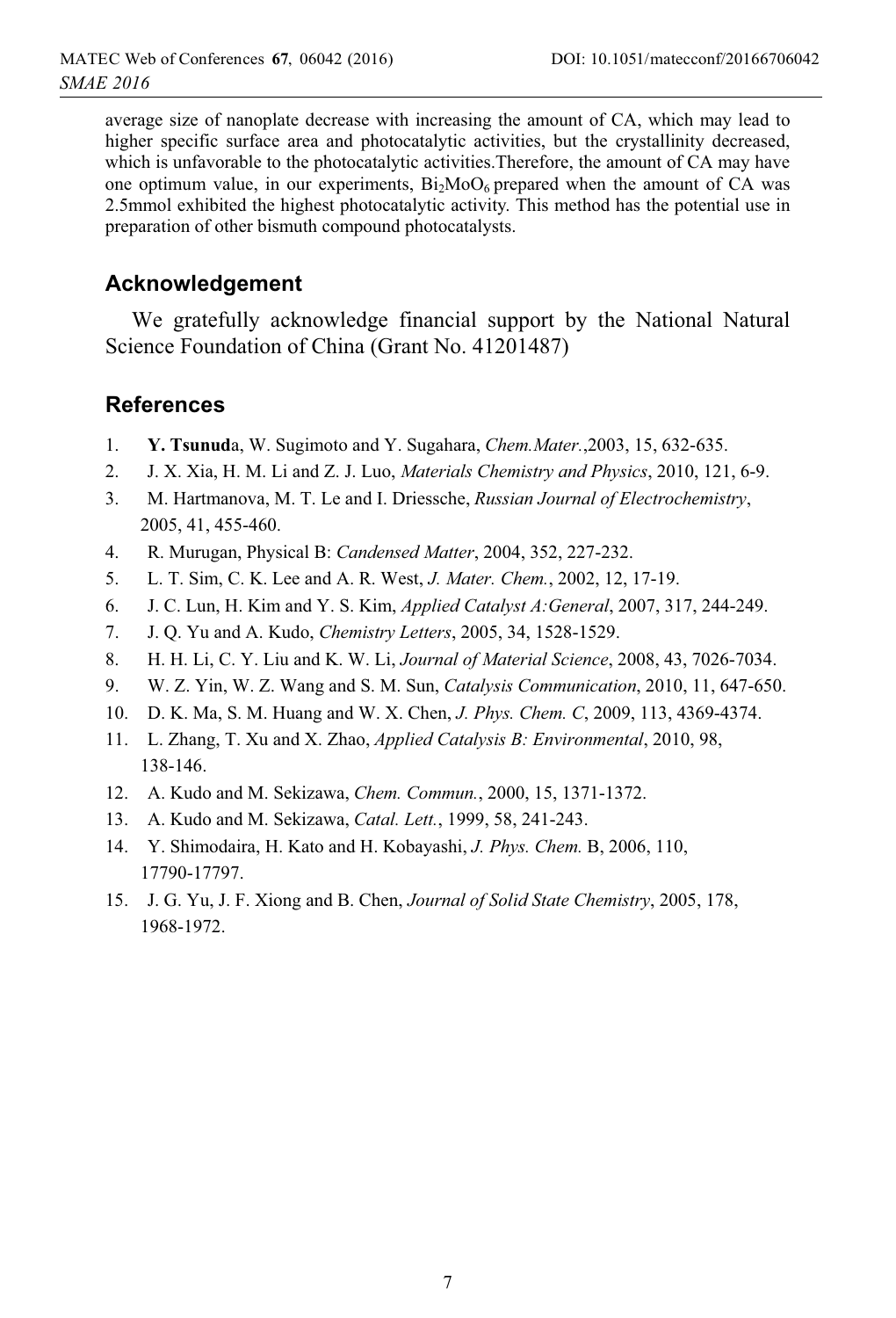average size of nanoplate decrease with increasing the amount of CA, which may lead to higher specific surface area and photocatalytic activities, but the crystallinity decreased, which is unfavorable to the photocatalytic activities.Therefore, the amount of CA may have one optimum value, in our experiments, $Bi_2MoO_6$ prepared when the amount of CA was 2.5mmol exhibited the highest photocatalytic activity. This method has the potential use in preparation of other bismuth compound photocatalysts.

## Acknowledgement

We gratefully acknowledge financial support by the National Natural Science Foundation of China (Grant No. 41201487)

## References

1. **Y. Tsunud**a, W. Sugimoto and Y. Sugahara, *Chem.Mater.*,2003, 15, 632-635.
2. J. X. Xia, H. M. Li and Z. J. Luo, *Materials Chemistry and Physics*, 2010, 121, 6-9.
3. M. Hartmanova, M. T. Le and I. Driessche, *Russian Journal of Electrochemistry*, 2005, 41, 455-460.
4. R. Murugan, Physical B: *Candensed Matter*, 2004, 352, 227-232.
5. L. T. Sim, C. K. Lee and A. R. West, *J. Mater. Chem.*, 2002, 12, 17-19.
6. J. C. Lun, H. Kim and Y. S. Kim, *Applied Catalyst A:General*, 2007, 317, 244-249.
7. J. Q. Yu and A. Kudo, *Chemistry Letters*, 2005, 34, 1528-1529.
8. H. H. Li, C. Y. Liu and K. W. Li, *Journal of Material Science*, 2008, 43, 7026-7034.
9. W. Z. Yin, W. Z. Wang and S. M. Sun, *Catalysis Communication*, 2010, 11, 647-650.
10. D. K. Ma, S. M. Huang and W. X. Chen, *J. Phys. Chem. C*, 2009, 113, 4369-4374.
11. L. Zhang, T. Xu and X. Zhao, *Applied Catalysis B: Environmental*, 2010, 98, 138-146.
12. A. Kudo and M. Sekizawa, *Chem. Commun.*, 2000, 15, 1371-1372.
13. A. Kudo and M. Sekizawa, *Catal. Lett.*, 1999, 58, 241-243.
14. Y. Shimodaira, H. Kato and H. Kobayashi, *J. Phys. Chem.* B, 2006, 110, 17790-17797.
15. J. G. Yu, J. F. Xiong and B. Chen, *Journal of Solid State Chemistry*, 2005, 178, 1968-1972.